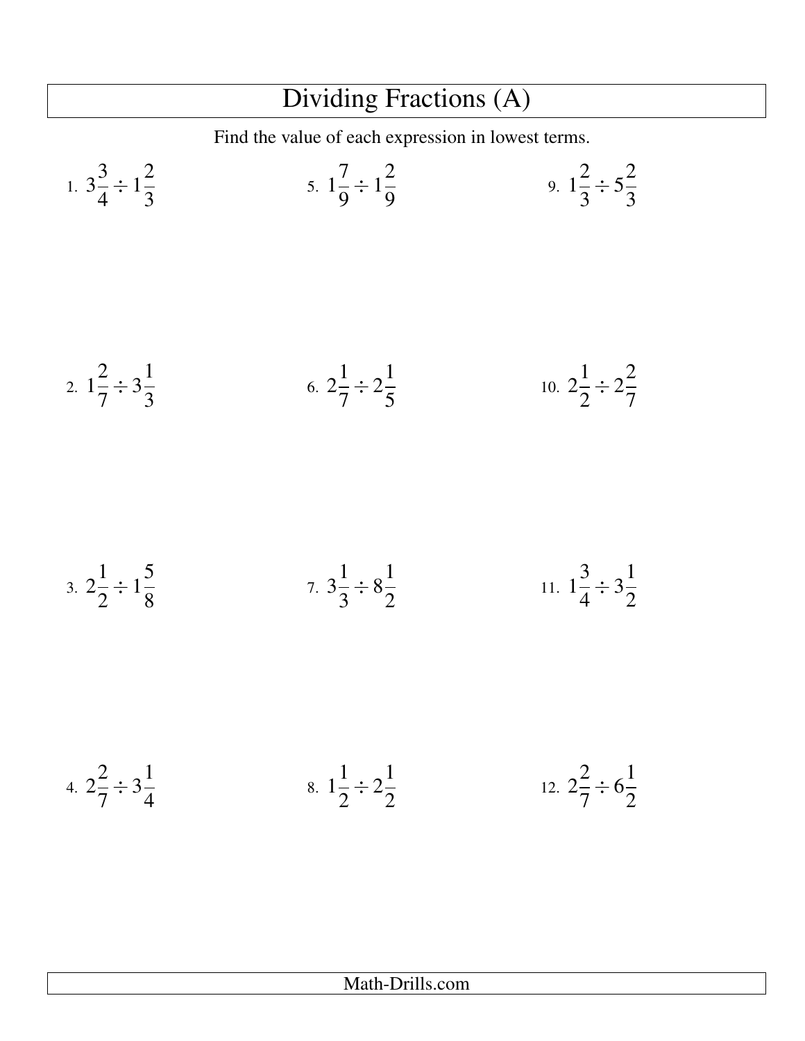# Dividing Fractions (A)

Find the value of each expression in lowest terms.

1. $3\frac{3}{4} \div 1\frac{2}{3}$

2. $1\frac{2}{7} \div 3\frac{1}{3}$

3. $2\frac{1}{2} \div 1\frac{5}{8}$

4. $2\frac{2}{7} \div 3\frac{1}{4}$

5. $1\frac{7}{9} \div 1\frac{2}{9}$

6. $2\frac{1}{7} \div 2\frac{1}{5}$

7. $3\frac{1}{3} \div 8\frac{1}{2}$

8. $1\frac{1}{2} \div 2\frac{1}{2}$

9. $1\frac{2}{3} \div 5\frac{2}{3}$

10. $2\frac{1}{2} \div 2\frac{2}{7}$

11. $1\frac{3}{4} \div 3\frac{1}{2}$

12. $2\frac{2}{7} \div 6\frac{1}{2}$

Math-Drills.com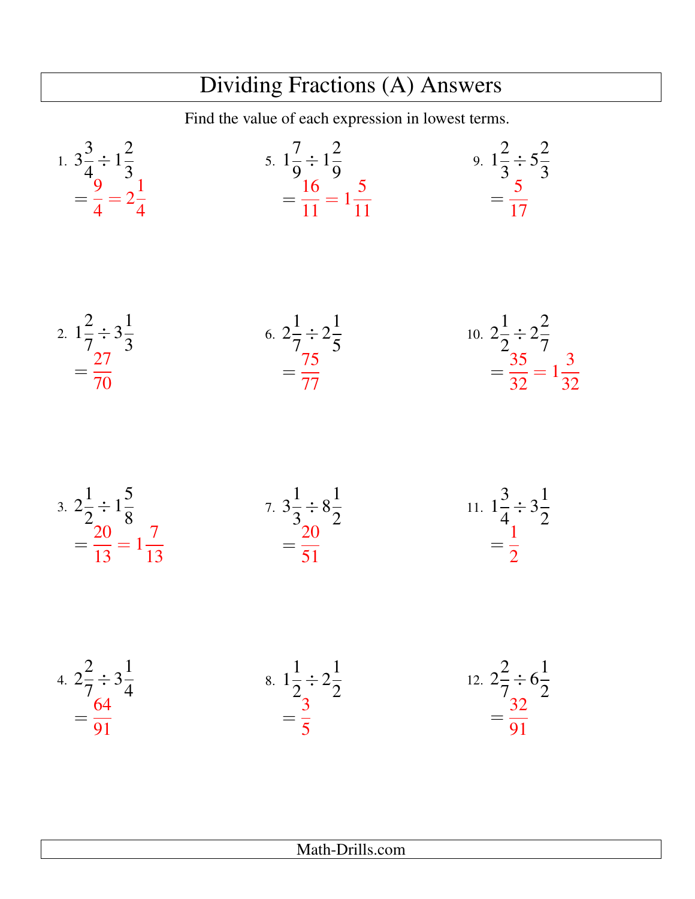# Dividing Fractions (A) Answers

Find the value of each expression in lowest terms.

1. $3\frac{3}{4} \div 1\frac{2}{3}$
   $= \frac{9}{4} = 2\frac{1}{4}$

2. $1\frac{2}{7} \div 3\frac{1}{3}$
   $= \frac{27}{70}$

3. $2\frac{1}{2} \div 1\frac{5}{8}$
   $= \frac{20}{13} = 1\frac{7}{13}$

4. $2\frac{2}{7} \div 3\frac{1}{4}$
   $= \frac{64}{91}$

5. $1\frac{7}{9} \div 1\frac{2}{9}$
   $= \frac{16}{11} = 1\frac{5}{11}$

6. $2\frac{1}{7} \div 2\frac{1}{5}$
   $= \frac{75}{77}$

7. $3\frac{1}{3} \div 8\frac{1}{2}$
   $= \frac{20}{51}$

8. $1\frac{1}{2} \div 2\frac{1}{2}$
   $= \frac{3}{5}$

9. $1\frac{2}{3} \div 5\frac{2}{3}$
   $= \frac{5}{17}$

10. $2\frac{1}{2} \div 2\frac{2}{7}$
    $= \frac{35}{32} = 1\frac{3}{32}$

11. $1\frac{3}{4} \div 3\frac{1}{2}$
    $= \frac{1}{2}$

12. $2\frac{2}{7} \div 6\frac{1}{2}$
    $= \frac{32}{91}$

Math-Drills.com